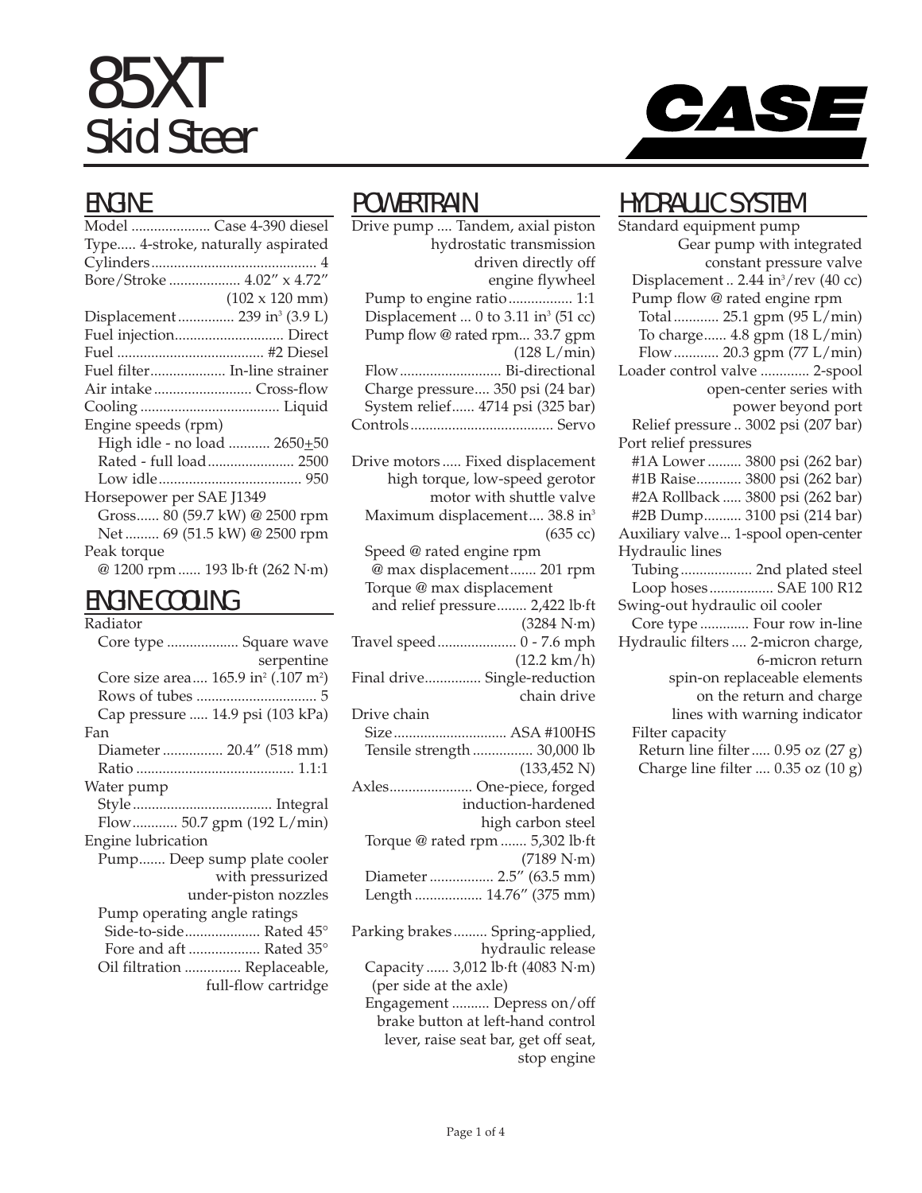# 85XT Skid Steer

CASE

## ENGINE

Model ..................... Case 4-390 diesel
Type..... 4-stroke, naturally aspirated
Cylinders ........................................... 4
Bore/Stroke .................. 4.02″ x 4.72″ (102 x 120 mm)
Displacement ............... 239 in³ (3.9 L)
Fuel injection............................ Direct
Fuel ...................................... #2 Diesel
Fuel filter.................... In-line strainer
Air intake ......................... Cross-flow
Cooling .................................... Liquid
Engine speeds (rpm)
- High idle - no load ........... 2650±50
- Rated - full load...................... 2500
- Low idle...................................... 950

Horsepower per SAE J1349
- Gross...... 80 (59.7 kW) @ 2500 rpm
- Net ......... 69 (51.5 kW) @ 2500 rpm

Peak torque
- @ 1200 rpm...... 193 lb·ft (262 N·m)

## ENGINE COOLING

Radiator
- Core type .................. Square wave serpentine
- Core size area.... 165.9 in² (.107 m²)
- Rows of tubes ................................ 5
- Cap pressure ..... 14.9 psi (103 kPa)

Fan
- Diameter ................ 20.4″ (518 mm)
- Ratio .......................................... 1.1:1

Water pump
- Style .................................... Integral
- Flow............ 50.7 gpm (192 L/min)

Engine lubrication
- Pump....... Deep sump plate cooler with pressurized under-piston nozzles
- Pump operating angle ratings
  - Side-to-side.................... Rated 45°
  - Fore and aft .................. Rated 35°
- Oil filtration ............... Replaceable, full-flow cartridge

## POWERTRAIN

Drive pump .... Tandem, axial piston hydrostatic transmission driven directly off engine flywheel
- Pump to engine ratio................. 1:1
- Displacement ... 0 to 3.11 in³ (51 cc)
- Pump flow @ rated rpm... 33.7 gpm (128 L/min)
- Flow ........................... Bi-directional
- Charge pressure.... 350 psi (24 bar)
- System relief...... 4714 psi (325 bar)

Controls ...................................... Servo

Drive motors ..... Fixed displacement high torque, low-speed gerotor motor with shuttle valve
- Maximum displacement.... 38.8 in³ (635 cc)
- Speed @ rated engine rpm @ max displacement....... 201 rpm
- Torque @ max displacement and relief pressure........ 2,422 lb·ft (3284 N·m)

Travel speed..................... 0 - 7.6 mph (12.2 km/h)

Final drive............... Single-reduction chain drive

Drive chain
- Size .............................. ASA #100HS
- Tensile strength ................ 30,000 lb (133,452 N)

Axles...................... One-piece, forged induction-hardened high carbon steel
- Torque @ rated rpm ....... 5,302 lb·ft (7189 N·m)
- Diameter ................. 2.5″ (63.5 mm)
- Length .................. 14.76″ (375 mm)

Parking brakes......... Spring-applied, hydraulic release
- Capacity ...... 3,012 lb·ft (4083 N·m) (per side at the axle)
- Engagement .......... Depress on/off brake button at left-hand control lever, raise seat bar, get off seat, stop engine

## HYDRAULIC SYSTEM

Standard equipment pump
Gear pump with integrated constant pressure valve
- Displacement .. 2.44 in³/rev (40 cc)
- Pump flow @ rated engine rpm
  - Total ............ 25.1 gpm (95 L/min)
  - To charge...... 4.8 gpm (18 L/min)
  - Flow ............ 20.3 gpm (77 L/min)

Loader control valve ............. 2-spool open-center series with power beyond port
- Relief pressure .. 3002 psi (207 bar)

Port relief pressures
- #1A Lower ......... 3800 psi (262 bar)
- #1B Raise............ 3800 psi (262 bar)
- #2A Rollback ..... 3800 psi (262 bar)
- #2B Dump.......... 3100 psi (214 bar)

Auxiliary valve... 1-spool open-center

Hydraulic lines
- Tubing ................... 2nd plated steel
- Loop hoses................. SAE 100 R12

Swing-out hydraulic oil cooler
- Core type ............. Four row in-line

Hydraulic filters .... 2-micron charge, 6-micron return spin-on replaceable elements on the return and charge lines with warning indicator
- Filter capacity
  - Return line filter ..... 0.95 oz (27 g)
  - Charge line filter .... 0.35 oz (10 g)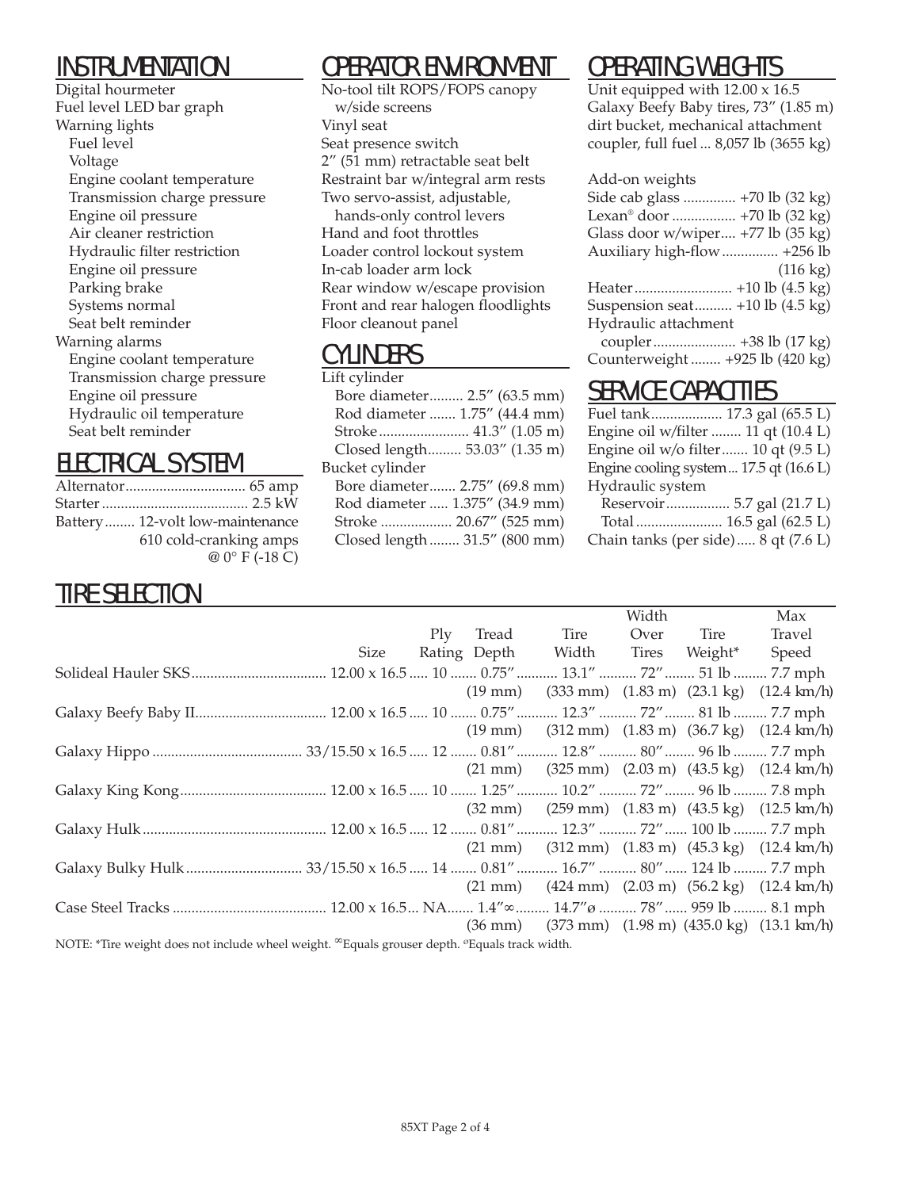## INSTRUMENTATION

Digital hourmeter
Fuel level LED bar graph
Warning lights
- Fuel level
- Voltage
- Engine coolant temperature
- Transmission charge pressure
- Engine oil pressure
- Air cleaner restriction
- Hydraulic filter restriction
- Engine oil pressure
- Parking brake
- Systems normal
- Seat belt reminder

Warning alarms
- Engine coolant temperature
- Transmission charge pressure
- Engine oil pressure
- Hydraulic oil temperature
- Seat belt reminder

## ELECTRICAL SYSTEM

| | |
|---|---|
| Alternator | 65 amp |
| Starter | 2.5 kW |
| Battery | 12-volt low-maintenance 610 cold-cranking amps @ 0° F (-18 C) |

## OPERATOR ENVIRONMENT

No-tool tilt ROPS/FOPS canopy w/side screens
Vinyl seat
Seat presence switch
2″ (51 mm) retractable seat belt
Restraint bar w/integral arm rests
Two servo-assist, adjustable, hands-only control levers
Hand and foot throttles
Loader control lockout system
In-cab loader arm lock
Rear window w/escape provision
Front and rear halogen floodlights
Floor cleanout panel

## CYLINDERS

Lift cylinder

| | |
|---|---|
| Bore diameter | 2.5″ (63.5 mm) |
| Rod diameter | 1.75″ (44.4 mm) |
| Stroke | 41.3″ (1.05 m) |
| Closed length | 53.03″ (1.35 m) |

Bucket cylinder

| | |
|---|---|
| Bore diameter | 2.75″ (69.8 mm) |
| Rod diameter | 1.375″ (34.9 mm) |
| Stroke | 20.67″ (525 mm) |
| Closed length | 31.5″ (800 mm) |

## OPERATING WEIGHTS

Unit equipped with 12.00 x 16.5 Galaxy Beefy Baby tires, 73″ (1.85 m) dirt bucket, mechanical attachment coupler, full fuel ... 8,057 lb (3655 kg)

Add-on weights

| | |
|---|---|
| Side cab glass | +70 lb (32 kg) |
| Lexan® door | +70 lb (32 kg) |
| Glass door w/wiper | +77 lb (35 kg) |
| Auxiliary high-flow | +256 lb (116 kg) |
| Heater | +10 lb (4.5 kg) |
| Suspension seat | +10 lb (4.5 kg) |
| Hydraulic attachment coupler | +38 lb (17 kg) |
| Counterweight | +925 lb (420 kg) |

## SERVICE CAPACITIES

| | |
|---|---|
| Fuel tank | 17.3 gal (65.5 L) |
| Engine oil w/filter | 11 qt (10.4 L) |
| Engine oil w/o filter | 10 qt (9.5 L) |
| Engine cooling system | 17.5 qt (16.6 L) |
| Hydraulic system – Reservoir | 5.7 gal (21.7 L) |
| Hydraulic system – Total | 16.5 gal (62.5 L) |
| Chain tanks (per side) | 8 qt (7.6 L) |

## TIRE SELECTION

| | Size | Ply Rating | Tread Depth | Tire Width | Width Over Tires | Tire Weight* | Max Travel Speed |
|---|---|---|---|---|---|---|---|
| Solideal Hauler SKS | 12.00 x 16.5 | 10 | 0.75″ (19 mm) | 13.1″ (333 mm) | 72″ (1.83 m) | 51 lb (23.1 kg) | 7.7 mph (12.4 km/h) |
| Galaxy Beefy Baby II | 12.00 x 16.5 | 10 | 0.75″ (19 mm) | 12.3″ (312 mm) | 72″ (1.83 m) | 81 lb (36.7 kg) | 7.7 mph (12.4 km/h) |
| Galaxy Hippo | 33/15.50 x 16.5 | 12 | 0.81″ (21 mm) | 12.8″ (325 mm) | 80″ (2.03 m) | 96 lb (43.5 kg) | 7.7 mph (12.4 km/h) |
| Galaxy King Kong | 12.00 x 16.5 | 10 | 1.25″ (32 mm) | 10.2″ (259 mm) | 72″ (1.83 m) | 96 lb (43.5 kg) | 7.8 mph (12.5 km/h) |
| Galaxy Hulk | 12.00 x 16.5 | 12 | 0.81″ (21 mm) | 12.3″ (312 mm) | 72″ (1.83 m) | 100 lb (45.3 kg) | 7.7 mph (12.4 km/h) |
| Galaxy Bulky Hulk | 33/15.50 x 16.5 | 14 | 0.81″ (21 mm) | 16.7″ (424 mm) | 80″ (2.03 m) | 124 lb (56.2 kg) | 7.7 mph (12.4 km/h) |
| Case Steel Tracks | 12.00 x 16.5 | NA | 1.4″∞ (36 mm) | 14.7″ø (373 mm) | 78″ (1.98 m) | 959 lb (435.0 kg) | 8.1 mph (13.1 km/h) |

NOTE: *Tire weight does not include wheel weight. ∞Equals grouser depth. øEquals track width.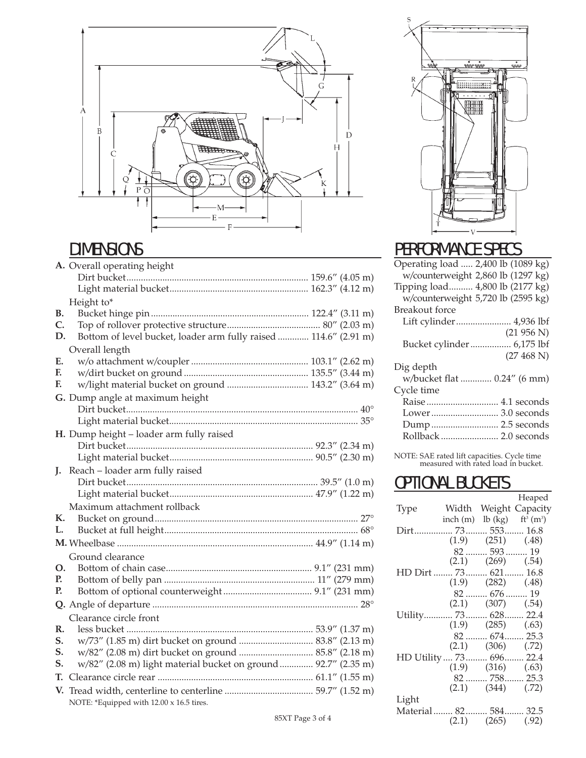## DIMENSIONS

**A.** Overall operating height
- Dirt bucket ........ 159.6″ (4.05 m)
- Light material bucket ........ 162.3″ (4.12 m)

Height to*
- **B.** Bucket hinge pin ........ 122.4″ (3.11 m)
- **C.** Top of rollover protective structure ........ 80″ (2.03 m)
- **D.** Bottom of level bucket, loader arm fully raised ........ 114.6″ (2.91 m)

Overall length
- **E.** w/o attachment w/coupler ........ 103.1″ (2.62 m)
- **F.** w/dirt bucket on ground ........ 135.5″ (3.44 m)
- **F.** w/light material bucket on ground ........ 143.2″ (3.64 m)

**G.** Dump angle at maximum height
- Dirt bucket ........ 40°
- Light material bucket ........ 35°

**H.** Dump height – loader arm fully raised
- Dirt bucket ........ 92.3″ (2.34 m)
- Light material bucket ........ 90.5″ (2.30 m)

**J.** Reach – loader arm fully raised
- Dirt bucket ........ 39.5″ (1.0 m)
- Light material bucket ........ 47.9″ (1.22 m)

Maximum attachment rollback
- **K.** Bucket on ground ........ 27°
- **L.** Bucket at full height ........ 68°

**M.** Wheelbase ........ 44.9″ (1.14 m)

Ground clearance
- **O.** Bottom of chain case ........ 9.1″ (231 mm)
- **P.** Bottom of belly pan ........ 11″ (279 mm)
- **P.** Bottom of optional counterweight ........ 9.1″ (231 mm)

**Q.** Angle of departure ........ 28°

Clearance circle front
- **R.** less bucket ........ 53.9″ (1.37 m)
- **S.** w/73″ (1.85 m) dirt bucket on ground ........ 83.8″ (2.13 m)
- **S.** w/82″ (2.08 m) dirt bucket on ground ........ 85.8″ (2.18 m)
- **S.** w/82″ (2.08 m) light material bucket on ground ........ 92.7″ (2.35 m)

**T.** Clearance circle rear ........ 61.1″ (1.55 m)

**V.** Tread width, centerline to centerline ........ 59.7″ (1.52 m)

NOTE: *Equipped with 12.00 x 16.5 tires.

## PERFORMANCE SPECS

Operating load ........ 2,400 lb (1089 kg)
- w/counterweight 2,860 lb (1297 kg)

Tipping load ........ 4,800 lb (2177 kg)
- w/counterweight 5,720 lb (2595 kg)

Breakout force
- Lift cylinder ........ 4,936 lbf (21 956 N)
- Bucket cylinder ........ 6,175 lbf (27 468 N)

Dig depth
- w/bucket flat ........ 0.24″ (6 mm)

Cycle time
- Raise ........ 4.1 seconds
- Lower ........ 3.0 seconds
- Dump ........ 2.5 seconds
- Rollback ........ 2.0 seconds

NOTE: SAE rated lift capacities. Cycle time measured with rated load in bucket.

## OPTIONAL BUCKETS

| Type | Width inch (m) | Weight lb (kg) | Heaped Capacity $ft^3$ ($m^3$) |
|---|---|---|---|
| Dirt | 73 (1.9) | 553 (251) | 16.8 (.48) |
| | 82 (2.1) | 593 (269) | 19 (.54) |
| HD Dirt | 73 (1.9) | 621 (282) | 16.8 (.48) |
| | 82 (2.1) | 676 (307) | 19 (.54) |
| Utility | 73 (1.9) | 628 (285) | 22.4 (.63) |
| | 82 (2.1) | 674 (306) | 25.3 (.72) |
| HD Utility | 73 (1.9) | 696 (316) | 22.4 (.63) |
| | 82 (2.1) | 758 (344) | 25.3 (.72) |
| Light Material | 82 (2.1) | 584 (265) | 32.5 (.92) |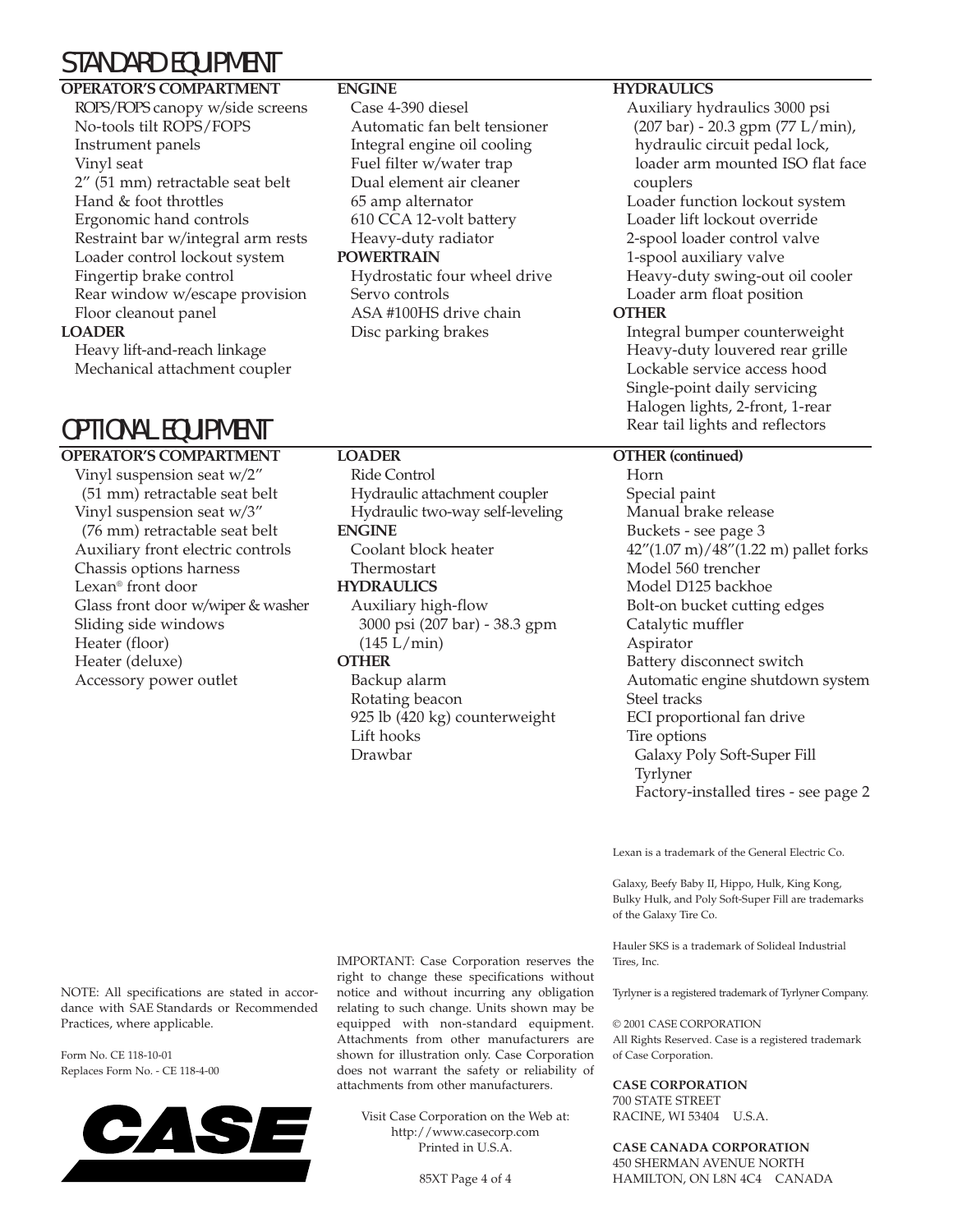# STANDARD EQUIPMENT

### OPERATOR'S COMPARTMENT

- ROPS/FOPS canopy w/side screens
- No-tools tilt ROPS/FOPS
- Instrument panels
- Vinyl seat
- 2" (51 mm) retractable seat belt
- Hand & foot throttles
- Ergonomic hand controls
- Restraint bar w/integral arm rests
- Loader control lockout system
- Fingertip brake control
- Rear window w/escape provision
- Floor cleanout panel

### LOADER

- Heavy lift-and-reach linkage
- Mechanical attachment coupler

### ENGINE

- Case 4-390 diesel
- Automatic fan belt tensioner
- Integral engine oil cooling
- Fuel filter w/water trap
- Dual element air cleaner
- 65 amp alternator
- 610 CCA 12-volt battery
- Heavy-duty radiator

### POWERTRAIN

- Hydrostatic four wheel drive
- Servo controls
- ASA #100HS drive chain
- Disc parking brakes

### HYDRAULICS

- Auxiliary hydraulics 3000 psi (207 bar) - 20.3 gpm (77 L/min), hydraulic circuit pedal lock, loader arm mounted ISO flat face couplers
- Loader function lockout system
- Loader lift lockout override
- 2-spool loader control valve
- 1-spool auxiliary valve
- Heavy-duty swing-out oil cooler
- Loader arm float position

### OTHER

- Integral bumper counterweight
- Heavy-duty louvered rear grille
- Lockable service access hood
- Single-point daily servicing
- Halogen lights, 2-front, 1-rear
- Rear tail lights and reflectors

# OPTIONAL EQUIPMENT

### OPERATOR'S COMPARTMENT

- Vinyl suspension seat w/2" (51 mm) retractable seat belt
- Vinyl suspension seat w/3" (76 mm) retractable seat belt
- Auxiliary front electric controls
- Chassis options harness
- Lexan® front door
- Glass front door w/wiper & washer
- Sliding side windows
- Heater (floor)
- Heater (deluxe)
- Accessory power outlet

### LOADER

- Ride Control
- Hydraulic attachment coupler
- Hydraulic two-way self-leveling

### ENGINE

- Coolant block heater
- Thermostart

### HYDRAULICS

- Auxiliary high-flow 3000 psi (207 bar) - 38.3 gpm (145 L/min)

### OTHER

- Backup alarm
- Rotating beacon
- 925 lb (420 kg) counterweight
- Lift hooks
- Drawbar

### OTHER (continued)

- Horn
- Special paint
- Manual brake release
- Buckets - see page 3
- 42"(1.07 m)/48"(1.22 m) pallet forks
- Model 560 trencher
- Model D125 backhoe
- Bolt-on bucket cutting edges
- Catalytic muffler
- Aspirator
- Battery disconnect switch
- Automatic engine shutdown system
- Steel tracks
- ECI proportional fan drive
- Tire options
  - Galaxy Poly Soft-Super Fill
  - Tyrlyner
  - Factory-installed tires - see page 2

NOTE: All specifications are stated in accordance with SAE Standards or Recommended Practices, where applicable.

Form No. CE 118-10-01
Replaces Form No. - CE 118-4-00

CASE

IMPORTANT: Case Corporation reserves the right to change these specifications without notice and without incurring any obligation relating to such change. Units shown may be equipped with non-standard equipment. Attachments from other manufacturers are shown for illustration only. Case Corporation does not warrant the safety or reliability of attachments from other manufacturers.

Visit Case Corporation on the Web at:
http://www.casecorp.com
Printed in U.S.A.

Lexan is a trademark of the General Electric Co.

Galaxy, Beefy Baby II, Hippo, Hulk, King Kong, Bulky Hulk, and Poly Soft-Super Fill are trademarks of the Galaxy Tire Co.

Hauler SKS is a trademark of Solideal Industrial Tires, Inc.

Tyrlyner is a registered trademark of Tyrlyner Company.

© 2001 CASE CORPORATION
All Rights Reserved. Case is a registered trademark of Case Corporation.

**CASE CORPORATION**
700 STATE STREET
RACINE, WI 53404 U.S.A.

**CASE CANADA CORPORATION**
450 SHERMAN AVENUE NORTH
HAMILTON, ON L8N 4C4 CANADA